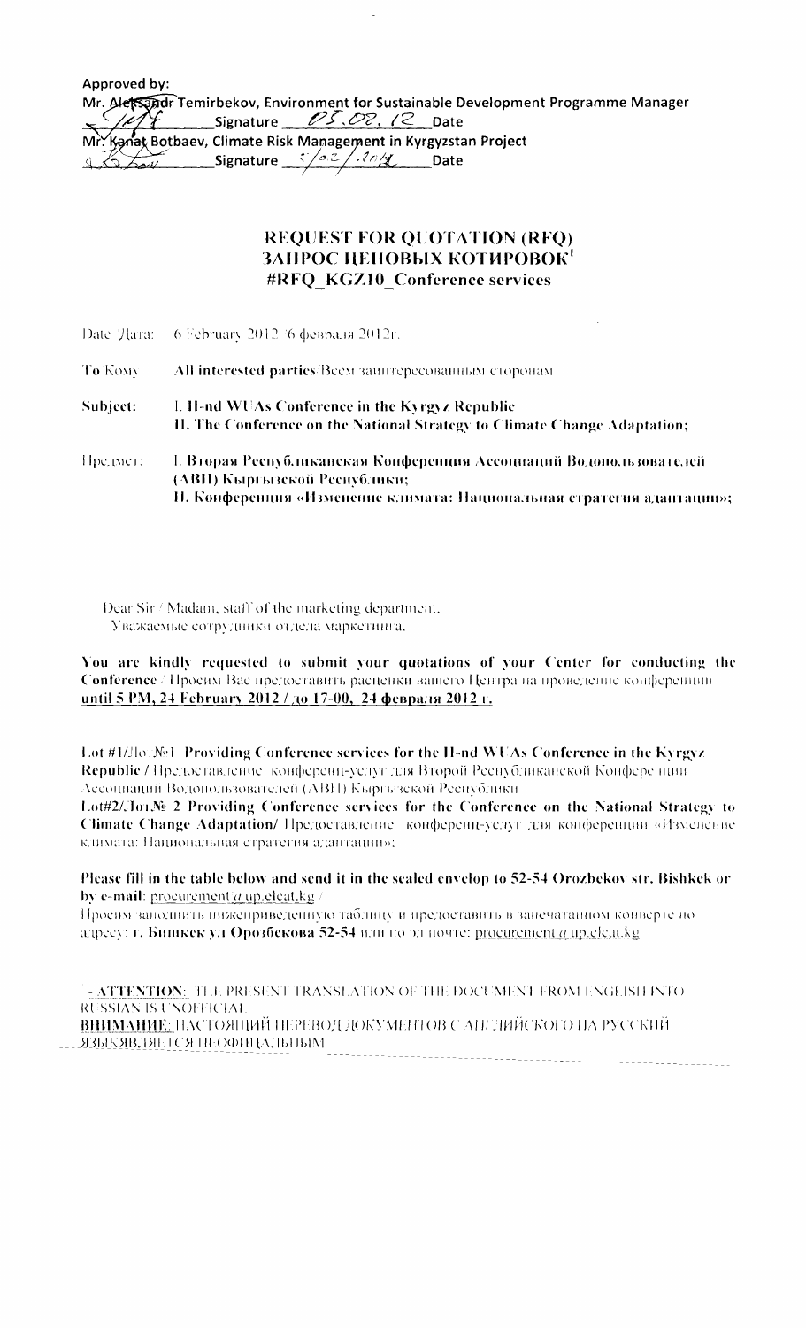Approved by:

Mr. Aleksandr Temirbekov, Environment for Sustainable Development Programme Manager

_______ Signature 05.02.12 Date

Mr. Kanat Botbaev, Climate Risk Management in Kyrgyzstan Project

_______ Signature 5/02/2012 Date

# REQUEST FOR QUOTATION (RFQ)
# ЗАПРОС ЦЕНОВЫХ КОТИРОВОК[1]
# #RFQ_KGZ10_Conference services

Date/Дата: 6 February 2012 /6 февраля 2012г.

To/Кому: **All interested parties**/Всем заинтересованным сторонам

**Subject: I. II-nd WUAs Conference in the Kyrgyz Republic**
**II. The Conference on the National Strategy to Climate Change Adaptation;**

**Предмет: I. Вторая Республиканская Конференция Ассоциаций Водопользователей (АВП) Кыргызской Республики;**
**II. Конференция «Изменение климата: Национальная стратегия адаптации»;**

Dear Sir / Madam, staff of the marketing department.
Уважаемые сотрудники отдела маркетинга,

**You are kindly requested to submit your quotations of your Center for conducting the Conference** / Просим Вас предоставить расценки вашего Центра на проведение конференции **until 5 PM, 24 February 2012 / до 17-00, 24 февраля 2012 г.**

**Lot #1/**Лот№1 **Providing Conference services for the II-nd WUAs Conference in the Kyrgyz Republic** / Предоставление конференц-услуг для Второй Республиканской Конференции Ассоциаций Водопользователей (АВП) Кыргызской Республики

**Lot#2/Лот№ 2 Providing Conference services for the Conference on the National Strategy to Climate Change Adaptation/** Предоставление конференц-услуг для конференции «Изменение климата: Национальная стратегия адаптации»;

**Please fill in the table below and send it in the sealed envelop to 52-54 Orozbekov str. Bishkek or by e-mail:** procurement@up.elcat.kg /

Просим заполнить нижеприведенную таблицу и предоставить в запечатанном конверте по адресу: **г. Бишкек ул Орозбекова 52-54** или по эл.почте: procurement@up.elcat.kg

[1] - **ATTENTION:** THE PRESENT TRANSLATION OF THE DOCUMENT FROM ENGLISH INTO RUSSIAN IS UNOFFICIAL.
**ВНИМАНИЕ:** НАСТОЯЩИЙ ПЕРЕВОД ДОКУМЕНТОВ С АНГЛИЙСКОГО НА РУССКИЙ ЯЗЫК ЯВЛЯЕТСЯ НЕОФИЦИАЛЬНЫМ.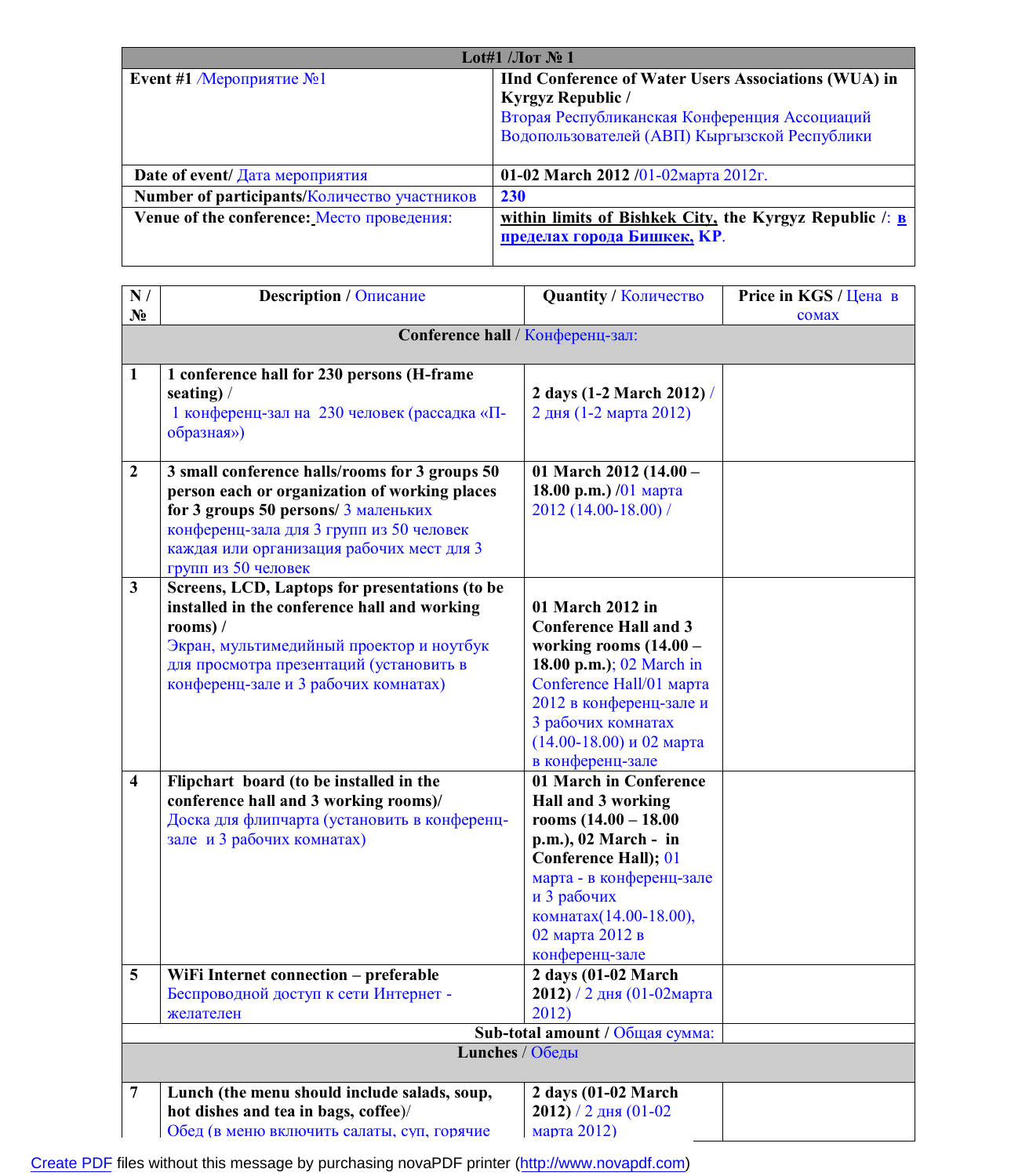| Lot#1 /Лот № 1 | |
|---|---|
| **Event #1** /Мероприятие №1 | **IInd Conference of Water Users Associations (WUA) in Kyrgyz Republic /** Вторая Республиканская Конференция Ассоциаций Водопользователей (АВП) Кыргызской Республики |
| **Date of event/** Дата мероприятия | **01-02 March 2012** /01-02марта 2012г. |
| **Number of participants/**Количество участников | **230** |
| **Venue of the conference:** Место проведения: | **within limits of Bishkek City, the Kyrgyz Republic** /: **в пределах города Бишкек, КР**. |

| N / № | Description / Описание | Quantity / Количество | Price in KGS / Цена в сомах |
|---|---|---|---|
| | **Conference hall** / Конференц-зал: | | |
| 1 | **1 conference hall for 230 persons (H-frame seating)** / 1 конференц-зал на 230 человек (рассадка «П-образная») | **2 days (1-2 March 2012)** / 2 дня (1-2 марта 2012) | |
| 2 | **3 small conference halls/rooms for 3 groups 50 person each or organization of working places for 3 groups 50 persons/** 3 маленьких конференц-зала для 3 групп из 50 человек каждая или организация рабочих мест для 3 групп из 50 человек | **01 March 2012 (14.00 – 18.00 p.m.)** /01 марта 2012 (14.00-18.00) / | |
| 3 | **Screens, LCD, Laptops for presentations (to be installed in the conference hall and working rooms) /** Экран, мультимедийный проектор и ноутбук для просмотра презентаций (установить в конференц-зале и 3 рабочих комнатах) | **01 March 2012 in Conference Hall and 3 working rooms (14.00 – 18.00 p.m.)**; 02 March in Conference Hall/01 марта 2012 в конференц-зале и 3 рабочих комнатах (14.00-18.00) и 02 марта в конференц-зале | |
| 4 | **Flipchart board (to be installed in the conference hall and 3 working rooms)/** Доска для флипчарта (установить в конференц-зале и 3 рабочих комнатах) | **01 March in Conference Hall and 3 working rooms (14.00 – 18.00 p.m.), 02 March - in Conference Hall)**; 01 марта - в конференц-зале и 3 рабочих комнатах(14.00-18.00), 02 марта 2012 в конференц-зале | |
| 5 | **WiFi Internet connection – preferable** Беспроводной доступ к сети Интернет - желателен | **2 days (01-02 March 2012)** / 2 дня (01-02марта 2012) | |
| | | **Sub-total amount /** Общая сумма: | |
| | **Lunches** / Обеды | | |
| 7 | **Lunch (the menu should include salads, soup, hot dishes and tea in bags, coffee)/** Обед (в меню включить салаты, суп, горячие | **2 days (01-02 March 2012)** / 2 дня (01-02 марта 2012) | |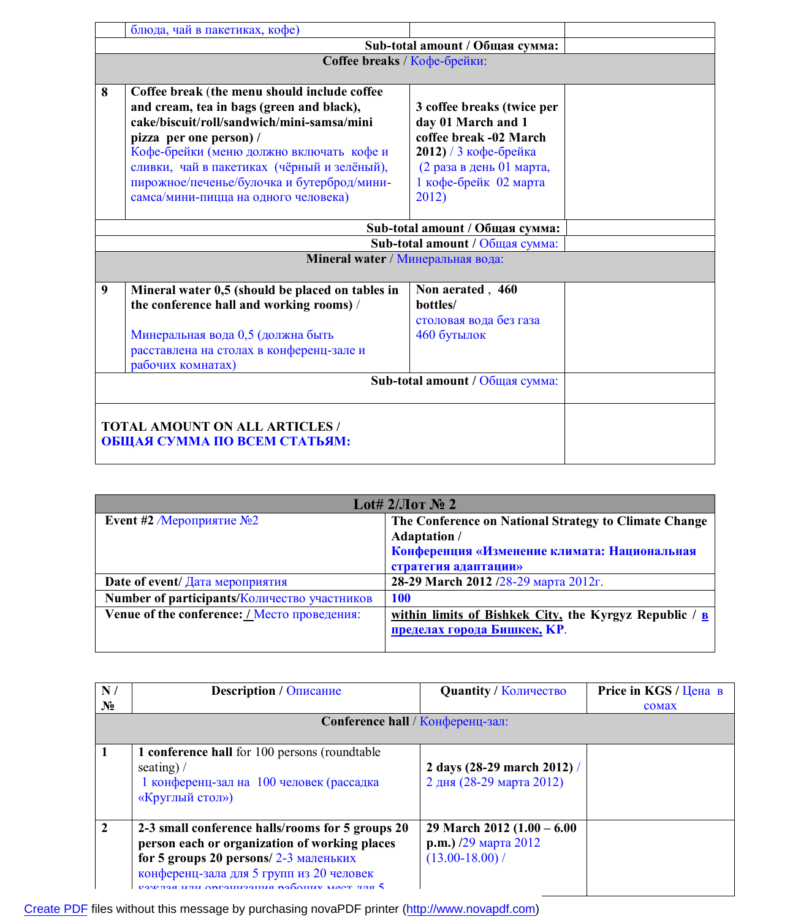| | | | |
|---|---|---|---|
| | блюда, чай в пакетиках, кофе) | | |
| | | **Sub-total amount / Общая сумма:** | |
| | **Coffee breaks** / Кофе-брейки: | | |
| **8** | **Coffee break** (**the menu should include coffee and cream, tea in bags (green and black), cake/biscuit/roll/sandwich/mini-samsa/mini pizza per one person) /** Кофе-брейки (меню должно включать кофе и сливки, чай в пакетиках (чёрный и зелёный), пирожное/печенье/булочка и бутерброд/мини-самса/мини-пицца на одного человека) | **3 coffee breaks (twice per day 01 March and 1 coffee break -02 March 2012)** / 3 кофе-брейка (2 раза в день 01 марта, 1 кофе-брейк 02 марта 2012) | |
| | | **Sub-total amount / Общая сумма:** | |
| | | **Sub-total amount** / Общая сумма: | |
| | **Mineral water** / Минеральная вода: | | |
| **9** | **Mineral water 0,5 (should be placed on tables in the conference hall and working rooms) /** Минеральная вода 0,5 (должна быть расставлена на столах в конференц-зале и рабочих комнатах) | **Non aerated , 460 bottles/** столовая вода без газа 460 бутылок | |
| | | **Sub-total amount** / Общая сумма: | |
| | **TOTAL AMOUNT ON ALL ARTICLES / ОБЩАЯ СУММА ПО ВСЕМ СТАТЬЯМ:** | | |

| **Lot# 2/Лот № 2** | |
|---|---|
| **Event #2** /Мероприятие №2 | **The Conference on National Strategy to Climate Change Adaptation / Конференция «Изменение климата: Национальная стратегия адаптации»** |
| **Date of event/** Дата мероприятия | **28-29 March 2012** /28-29 марта 2012г. |
| **Number of participants**/Количество участников | **100** |
| **Venue of the conference: /** Место проведения: | **within limits of Bishkek City, the Kyrgyz Republic / в пределах города Бишкек, КР.** |

| N / № | **Description** / Описание | **Quantity** / Количество | **Price in KGS** / Цена в сомах |
|---|---|---|---|
| | **Conference hall** / Конференц-зал: | | |
| **1** | **1 conference hall** for 100 persons (roundtable seating) / 1 конференц-зал на 100 человек (рассадка «Круглый стол») | **2 days (28-29 march 2012)** / 2 дня (28-29 марта 2012) | |
| **2** | **2-3 small conference halls/rooms for 5 groups 20 person each or organization of working places for 5 groups 20 persons/** 2-3 маленьких конференц-зала для 5 групп из 20 человек каждая или организация рабочих мест для 5 | **29 March 2012 (1.00 – 6.00 p.m.)** /29 марта 2012 (13.00-18.00) / | |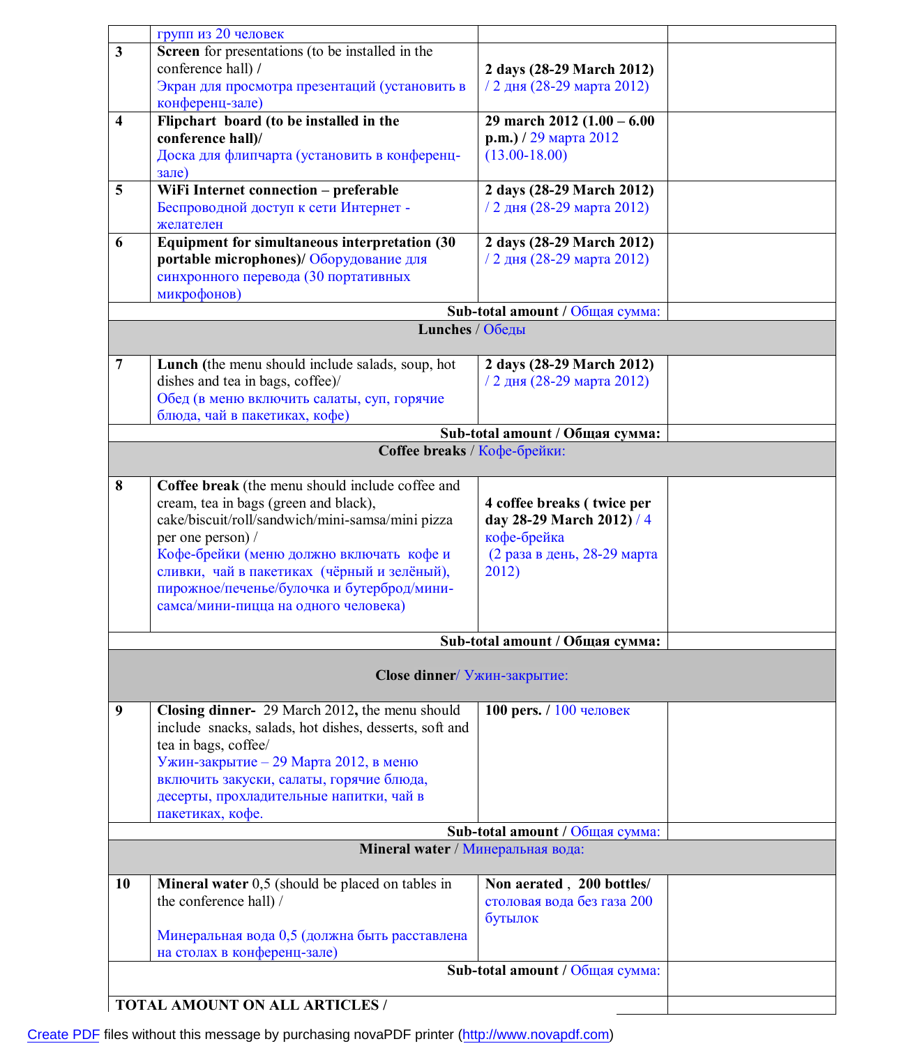| | | | |
|---|---|---|---|
| | групп из 20 человек | | |
| **3** | **Screen** for presentations (to be installed in the conference hall) / Экран для просмотра презентаций (установить в конференц-зале) | **2 days (28-29 March 2012)** / 2 дня (28-29 марта 2012) | |
| **4** | **Flipchart board (to be installed in the conference hall)/** Доска для флипчарта (установить в конференц-зале) | **29 march 2012 (1.00 – 6.00 p.m.) /** 29 марта 2012 (13.00-18.00) | |
| **5** | **WiFi Internet connection – preferable** Беспроводной доступ к сети Интернет - желателен | **2 days (28-29 March 2012)** / 2 дня (28-29 марта 2012) | |
| **6** | **Equipment for simultaneous interpretation (30 portable microphones)/** Оборудование для синхронного перевода (30 портативных микрофонов) | **2 days (28-29 March 2012)** / 2 дня (28-29 марта 2012) | |
| | | **Sub-total amount /** Общая сумма: | |
| | **Lunches** / Обеды | | |
| **7** | **Lunch** (the menu should include salads, soup, hot dishes and tea in bags, coffee)/ Обед (в меню включить салаты, суп, горячие блюда, чай в пакетиках, кофе) | **2 days (28-29 March 2012)** / 2 дня (28-29 марта 2012) | |
| | | **Sub-total amount / Общая сумма:** | |
| | **Coffee breaks** / Кофе-брейки: | | |
| **8** | **Coffee break** (the menu should include coffee and cream, tea in bags (green and black), cake/biscuit/roll/sandwich/mini-samsa/mini pizza per one person) / Кофе-брейки (меню должно включать кофе и сливки, чай в пакетиках (чёрный и зелёный), пирожное/печенье/булочка и бутерброд/мини-самса/мини-пицца на одного человека) | **4 coffee breaks ( twice per day 28-29 March 2012)** / 4 кофе-брейка (2 раза в день, 28-29 марта 2012) | |
| | | **Sub-total amount / Общая сумма:** | |
| | **Close dinner**/ Ужин-закрытие: | | |
| **9** | **Closing dinner-** 29 March 2012**,** the menu should include snacks, salads, hot dishes, desserts, soft and tea in bags, coffee/ Ужин-закрытие – 29 Марта 2012, в меню включить закуски, салаты, горячие блюда, десерты, прохладительные напитки, чай в пакетиках, кофе. | **100 pers.** / 100 человек | |
| | | **Sub-total amount** / Общая сумма: | |
| | **Mineral water** / Минеральная вода: | | |
| **10** | **Mineral water** 0,5 (should be placed on tables in the conference hall) / Минеральная вода 0,5 (должна быть расставлена на столах в конференц-зале) | **Non aerated , 200 bottles/** столовая вода без газа 200 бутылок | |
| | | **Sub-total amount** / Общая сумма: | |
| **TOTAL AMOUNT ON ALL ARTICLES /** | | | |

Create PDF files without this message by purchasing novaPDF printer (http://www.novapdf.com)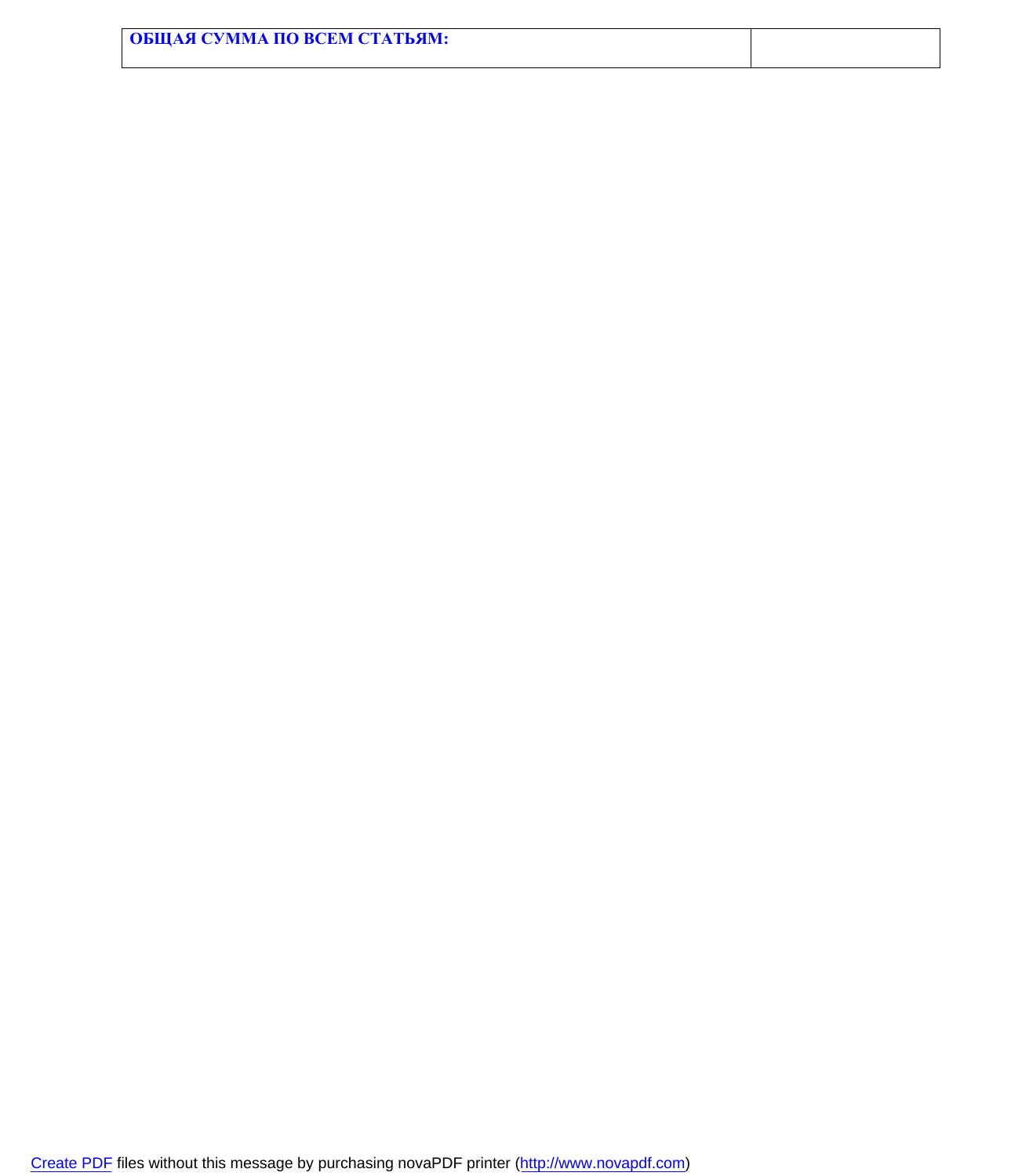| **ОБЩАЯ СУММА ПО ВСЕМ СТАТЬЯМ:** | |
|---|---|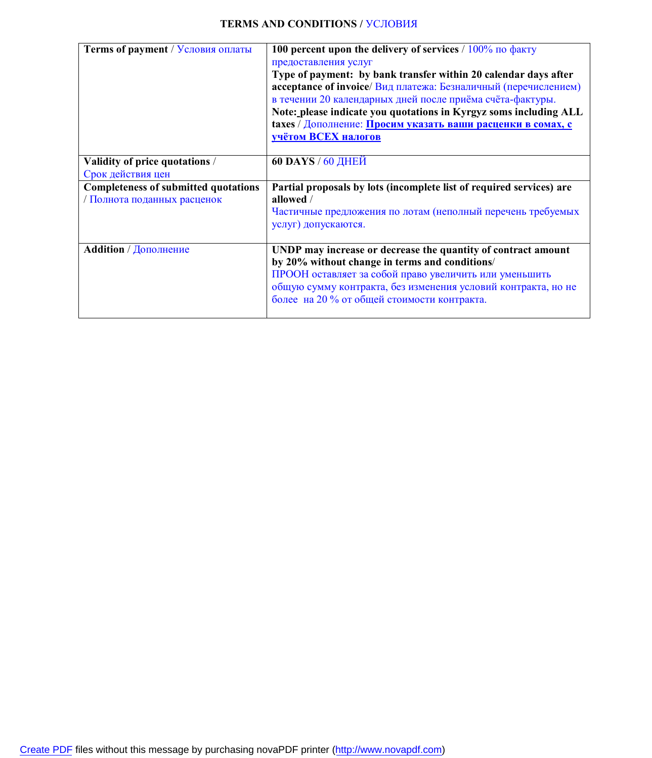## TERMS AND CONDITIONS / УСЛОВИЯ

| **Terms of payment** / Условия оплаты | **100 percent upon the delivery of services** / 100% по факту предоставления услуг<br>**Type of payment: by bank transfer within 20 calendar days after acceptance of invoice**/ Вид платежа: Безналичный (перечислением) в течении 20 календарных дней после приёма счёта-фактуры.<br>**Note: please indicate you quotations in Kyrgyz soms including ALL taxes** / Дополнение: **Просим указать ваши расценки в сомах, с учётом ВСЕХ налогов** |
|---|---|
| **Validity of price quotations** / Срок действия цен | **60 DAYS** / 60 ДНЕЙ |
| **Completeness of submitted quotations** / Полнота поданных расценок | **Partial proposals by lots (incomplete list of required services) are allowed** / Частичные предложения по лотам (неполный перечень требуемых услуг) допускаются. |
| **Addition** / Дополнение | **UNDP may increase or decrease the quantity of contract amount by 20% without change in terms and conditions**/ ПРООН оставляет за собой право увеличить или уменьшить общую сумму контракта, без изменения условий контракта, но не более на 20 % от общей стоимости контракта. |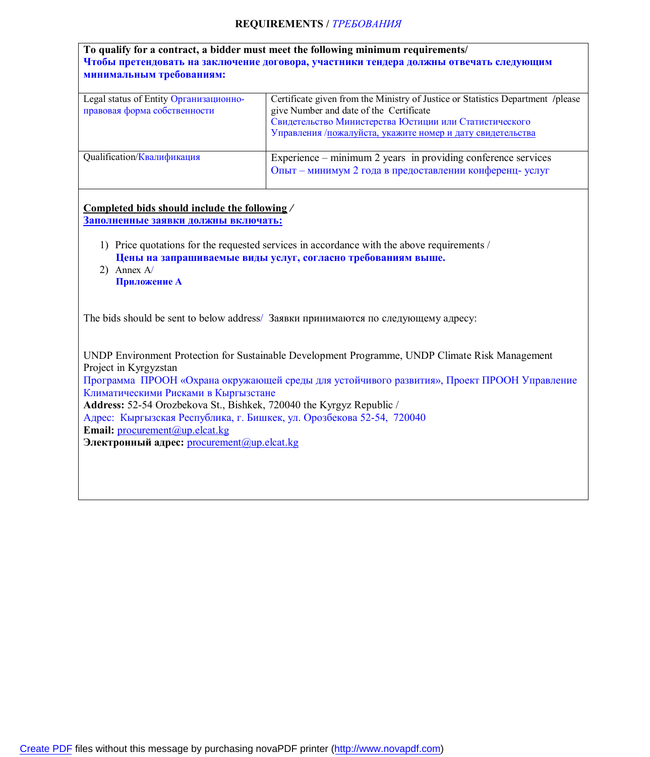**REQUIREMENTS /** *ТРЕБОВАНИЯ*

| **To qualify for a contract, a bidder must meet the following minimum requirements/ Чтобы претендовать на заключение договора, участники тендера должны отвечать следующим минимальным требованиям:** | |
|---|---|
| Legal status of Entity Организационно-правовая форма собственности | Certificate given from the Ministry of Justice or Statistics Department /please give Number and date of the Certificate Свидетельство Министерства Юстиции или Статистического Управления /пожалуйста, укажите номер и дату свидетельства |
| Qualification/Квалификация | Experience – minimum 2 years in providing conference services Опыт – минимум 2 года в предоставлении конференц- услуг |

**Completed bids should include the following /**
**Заполненные заявки должны включать:**

1) Price quotations for the requested services in accordance with the above requirements /
   **Цены на запрашиваемые виды услуг, согласно требованиям выше.**
2) Annex A/
   **Приложение А**

The bids should be sent to below address/ Заявки принимаются по следующему адресу:

UNDP Environment Protection for Sustainable Development Programme, UNDP Climate Risk Management Project in Kyrgyzstan
Программа ПРООН «Охрана окружающей среды для устойчивого развития», Проект ПРООН Управление Климатическими Рисками в Кыргызстане
**Address:** 52-54 Orozbekova St., Bishkek, 720040 the Kyrgyz Republic /
Адрес: Кыргызская Республика, г. Бишкек, ул. Орозбекова 52-54, 720040
**Email:** procurement@up.elcat.kg
**Электронный адрес:** procurement@up.elcat.kg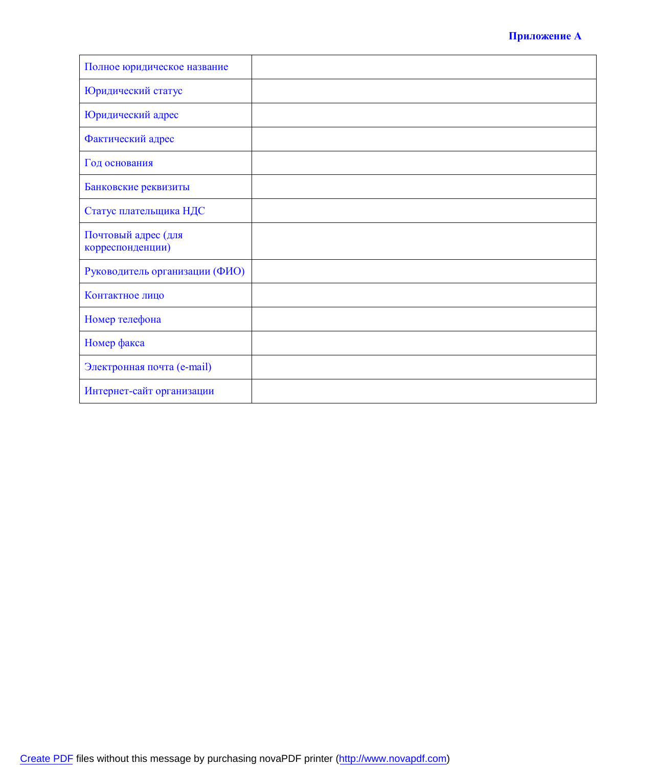**Приложение А**

| | |
|---|---|
| Полное юридическое название | |
| Юридический статус | |
| Юридический адрес | |
| Фактический адрес | |
| Год основания | |
| Банковские реквизиты | |
| Статус плательщика НДС | |
| Почтовый адрес (для корреспонденции) | |
| Руководитель организации (ФИО) | |
| Контактное лицо | |
| Номер телефона | |
| Номер факса | |
| Электронная почта (e-mail) | |
| Интернет-сайт организации | |